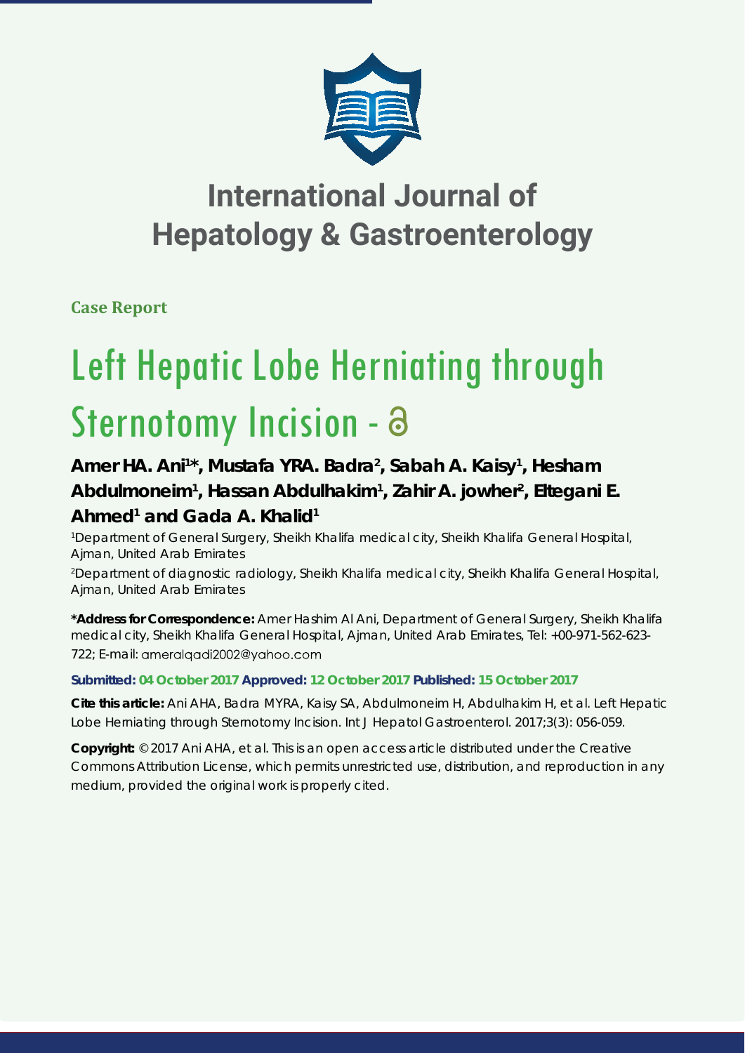# International Journal of Hepatology & Gastroenterology

**Case Report**

# Left Hepatic Lobe Herniating through Sternotomy Incision -

## Amer HA. Ani[1*], Mustafa YRA. Badra[2], Sabah A. Kaisy[1], Hesham Abdulmoneim[1], Hassan Abdulhakim[1], Zahir A. jowher[2], Eltegani E. Ahmed[1] and Gada A. Khalid[1]

[1]Department of General Surgery, Sheikh Khalifa medical city, Sheikh Khalifa General Hospital, Ajman, United Arab Emirates

[2]Department of diagnostic radiology, Sheikh Khalifa medical city, Sheikh Khalifa General Hospital, Ajman, United Arab Emirates

**\*Address for Correspondence:** Amer Hashim Al Ani, Department of General Surgery, Sheikh Khalifa medical city, Sheikh Khalifa General Hospital, Ajman, United Arab Emirates, Tel: +00-971-562-623-722; E-mail: ameralqadi2002@yahoo.com

**Submitted: 04 October 2017 Approved: 12 October 2017 Published: 15 October 2017**

**Cite this article:** Ani AHA, Badra MYRA, Kaisy SA, Abdulmoneim H, Abdulhakim H, et al. Left Hepatic Lobe Herniating through Sternotomy Incision. Int J Hepatol Gastroenterol. 2017;3(3): 056-059.

**Copyright:** © 2017 Ani AHA, et al. This is an open access article distributed under the Creative Commons Attribution License, which permits unrestricted use, distribution, and reproduction in any medium, provided the original work is properly cited.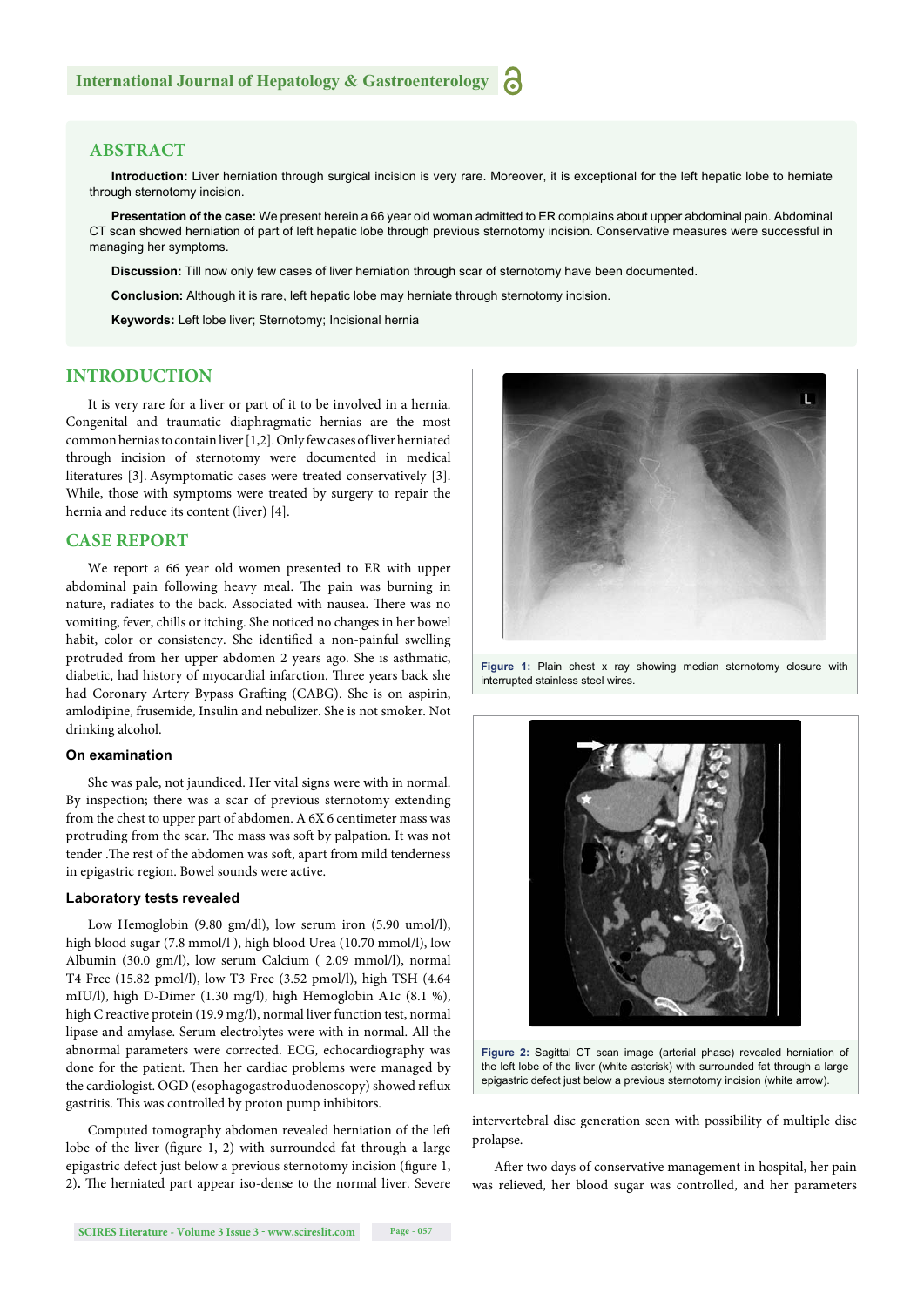## ABSTRACT

**Introduction:** Liver herniation through surgical incision is very rare. Moreover, it is exceptional for the left hepatic lobe to herniate through sternotomy incision.

**Presentation of the case:** We present herein a 66 year old woman admitted to ER complains about upper abdominal pain. Abdominal CT scan showed herniation of part of left hepatic lobe through previous sternotomy incision. Conservative measures were successful in managing her symptoms.

**Discussion:** Till now only few cases of liver herniation through scar of sternotomy have been documented.

**Conclusion:** Although it is rare, left hepatic lobe may herniate through sternotomy incision.

**Keywords:** Left lobe liver; Sternotomy; Incisional hernia

## INTRODUCTION

It is very rare for a liver or part of it to be involved in a hernia. Congenital and traumatic diaphragmatic hernias are the most common hernias to contain liver [1,2]. Only few cases of liver herniated through incision of sternotomy were documented in medical literatures [3]. Asymptomatic cases were treated conservatively [3]. While, those with symptoms were treated by surgery to repair the hernia and reduce its content (liver) [4].

## CASE REPORT

We report a 66 year old women presented to ER with upper abdominal pain following heavy meal. The pain was burning in nature, radiates to the back. Associated with nausea. There was no vomiting, fever, chills or itching. She noticed no changes in her bowel habit, color or consistency. She identified a non-painful swelling protruded from her upper abdomen 2 years ago. She is asthmatic, diabetic, had history of myocardial infarction. Three years back she had Coronary Artery Bypass Grafting (CABG). She is on aspirin, amlodipine, frusemide, Insulin and nebulizer. She is not smoker. Not drinking alcohol.

### On examination

She was pale, not jaundiced. Her vital signs were with in normal. By inspection; there was a scar of previous sternotomy extending from the chest to upper part of abdomen. A 6X 6 centimeter mass was protruding from the scar. The mass was soft by palpation. It was not tender .The rest of the abdomen was soft, apart from mild tenderness in epigastric region. Bowel sounds were active.

### Laboratory tests revealed

Low Hemoglobin (9.80 gm/dl), low serum iron (5.90 umol/l), high blood sugar (7.8 mmol/l ), high blood Urea (10.70 mmol/l), low Albumin (30.0 gm/l), low serum Calcium ( 2.09 mmol/l), normal T4 Free (15.82 pmol/l), low T3 Free (3.52 pmol/l), high TSH (4.64 mIU/l), high D-Dimer (1.30 mg/l), high Hemoglobin A1c (8.1 %), high C reactive protein (19.9 mg/l), normal liver function test, normal lipase and amylase. Serum electrolytes were with in normal. All the abnormal parameters were corrected. ECG, echocardiography was done for the patient. Then her cardiac problems were managed by the cardiologist. OGD (esophagogastroduodenoscopy) showed reflux gastritis. This was controlled by proton pump inhibitors.

Computed tomography abdomen revealed herniation of the left lobe of the liver (figure 1, 2) with surrounded fat through a large epigastric defect just below a previous sternotomy incision (figure 1, 2). The herniated part appear iso-dense to the normal liver. Severe intervertebral disc generation seen with possibility of multiple disc prolapse.

**Figure 1:** Plain chest x ray showing median sternotomy closure with interrupted stainless steel wires.

**Figure 2:** Sagittal CT scan image (arterial phase) revealed herniation of the left lobe of the liver (white asterisk) with surrounded fat through a large epigastric defect just below a previous sternotomy incision (white arrow).

After two days of conservative management in hospital, her pain was relieved, her blood sugar was controlled, and her parameters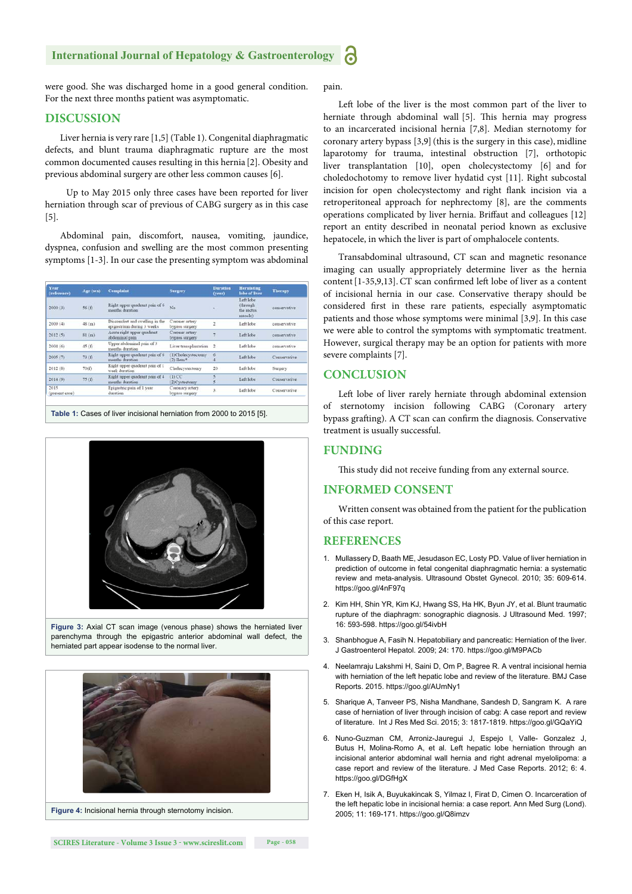were good. She was discharged home in a good general condition. For the next three months patient was asymptomatic.

## DISCUSSION

Liver hernia is very rare [1,5] (Table 1). Congenital diaphragmatic defects, and blunt trauma diaphragmatic rupture are the most common documented causes resulting in this hernia [2]. Obesity and previous abdominal surgery are other less common causes [6].

Up to May 2015 only three cases have been reported for liver herniation through scar of previous of CABG surgery as in this case [5].

Abdominal pain, discomfort, nausea, vomiting, jaundice, dyspnea, confusion and swelling are the most common presenting symptoms [1-3]. In our case the presenting symptom was abdominal pain.

| Year (reference) | Age (sex) | Complaint | Surgery | Duration (year) | Herniating lobe of liver | Therapy |
|---|---|---|---|---|---|---|
| 2000 (3) | 56 (f) | Right upper quadrant pain of 6 months duration | No | - | Left lobe (through the rectus muscle) | conservative |
| 2009 (4) | 48 (m) | Discomfort and swelling in the epigastrium during 3 weeks | Coronary artery bypass surgery | 2 | Left lobe | conservative |
| 2012 (5) | 81 (m) | Acute right upper quadrant abdominal pain | Coronary artery bypass surgery | 7 | Left lobe | conservative |
| 2004 (6) | 45 (f) | Upper abdominal pain of 3 months duration | Liver transplantation | 2 | Left lobe | conservative |
| 2005 (7) | 73 (f) | Right upper quadrant pain of 6 months duration | (1)Cholecystectomy (2) Ileus* | 6 4 | Left lobe | Conservative |
| 2012 (8) | 70(f) | Right upper quadrant pain of 1 week duration | Cholecystectomy | 20 | Left lobe | Surgery |
| 2014 (9) | 75 (f) | Right upper quadrant pain of 4 months duration | (1) CC (2)Cystectomy | 5 5 | Left lobe | Conservative |
| 2015 (present case) | | Epigastric pain of 1 year duration | Coronary artery bypass surgery | 3 | Left lobe | Conservative |

**Table 1:** Cases of liver incisional herniation from 2000 to 2015 [5].

**Figure 3:** Axial CT scan image (venous phase) shows the herniated liver parenchyma through the epigastric anterior abdominal wall defect, the herniated part appear isodense to the normal liver.

**Figure 4:** Incisional hernia through sternotomy incision.

Left lobe of the liver is the most common part of the liver to herniate through abdominal wall [5]. This hernia may progress to an incarcerated incisional hernia [7,8]. Median sternotomy for coronary artery bypass [3,9] (this is the surgery in this case), midline laparotomy for trauma, intestinal obstruction [7], orthotopic liver transplantation [10], open cholecystectomy [6] and for choledochotomy to remove liver hydatid cyst [11]. Right subcostal incision for open cholecystectomy and right flank incision via a retroperitoneal approach for nephrectomy [8], are the comments operations complicated by liver hernia. Briffaut and colleagues [12] report an entity described in neonatal period known as exclusive hepatocele, in which the liver is part of omphalocele contents.

Transabdominal ultrasound, CT scan and magnetic resonance imaging can usually appropriately determine liver as the hernia content [1-35,9,13]. CT scan confirmed left lobe of liver as a content of incisional hernia in our case. Conservative therapy should be considered first in these rare patients, especially asymptomatic patients and those whose symptoms were minimal [3,9]. In this case we were able to control the symptoms with symptomatic treatment. However, surgical therapy may be an option for patients with more severe complaints [7].

## CONCLUSION

Left lobe of liver rarely herniate through abdominal extension of sternotomy incision following CABG (Coronary artery bypass grafting). A CT scan can confirm the diagnosis. Conservative treatment is usually successful.

## FUNDING

This study did not receive funding from any external source.

## INFORMED CONSENT

Written consent was obtained from the patient for the publication of this case report.

## REFERENCES

1. Mullassery D, Baath ME, Jesudason EC, Losty PD. Value of liver herniation in prediction of outcome in fetal congenital diaphragmatic hernia: a systematic review and meta-analysis. Ultrasound Obstet Gynecol. 2010; 35: 609-614. https://goo.gl/4nF97q
2. Kim HH, Shin YR, Kim KJ, Hwang SS, Ha HK, Byun JY, et al. Blunt traumatic rupture of the diaphragm: sonographic diagnosis. J Ultrasound Med. 1997; 16: 593-598. https://goo.gl/54ivbH
3. Shanbhogue A, Fasih N. Hepatobiliary and pancreatic: Herniation of the liver. J Gastroenterol Hepatol. 2009; 24: 170. https://goo.gl/M9PACb
4. Neelamraju Lakshmi H, Saini D, Om P, Bagree R. A ventral incisional hernia with herniation of the left hepatic lobe and review of the literature. BMJ Case Reports. 2015. https://goo.gl/AUmNy1
5. Sharique A, Tanveer PS, Nisha Mandhane, Sandesh D, Sangram K. A rare case of herniation of liver through incision of cabg: A case report and review of literature. Int J Res Med Sci. 2015; 3: 1817-1819. https://goo.gl/GQaYiQ
6. Nuno-Guzman CM, Arroniz-Jauregui J, Espejo I, Valle- Gonzalez J, Butus H, Molina-Romo A, et al. Left hepatic lobe herniation through an incisional anterior abdominal wall hernia and right adrenal myelolipoma: a case report and review of the literature. J Med Case Reports. 2012; 6: 4. https://goo.gl/DGfHgX
7. Eken H, Isik A, Buyukakincak S, Yilmaz I, Firat D, Cimen O. Incarceration of the left hepatic lobe in incisional hernia: a case report. Ann Med Surg (Lond). 2005; 11: 169-171. https://goo.gl/Q8imzv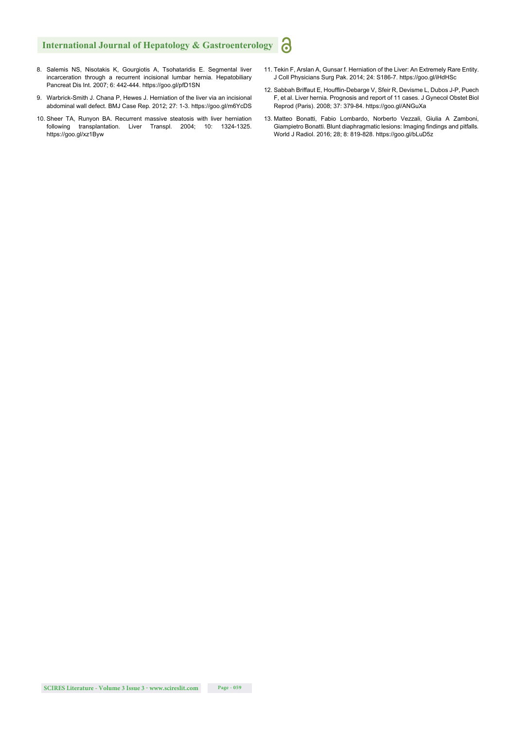8. Salemis NS, Nisotakis K, Gourgiotis A, Tsohataridis E. Segmental liver incarceration through a recurrent incisional lumbar hernia. Hepatobiliary Pancreat Dis Int. 2007; 6: 442-444. https://goo.gl/pfD1SN

9. Warbrick-Smith J. Chana P, Hewes J. Herniation of the liver via an incisional abdominal wall defect. BMJ Case Rep. 2012; 27: 1-3. https://goo.gl/m6YcDS

10. Sheer TA, Runyon BA. Recurrent massive steatosis with liver herniation following transplantation. Liver Transpl. 2004; 10: 1324-1325. https://goo.gl/xz1Byw

11. Tekin F, Arslan A, Gunsar f. Herniation of the Liver: An Extremely Rare Entity. J Coll Physicians Surg Pak. 2014; 24: S186-7. https://goo.gl/iHdHSc

12. Sabbah Briffaut E, Houfflin-Debarge V, Sfeir R, Devisme L, Dubos J-P, Puech F, et al. Liver hernia. Prognosis and report of 11 cases. J Gynecol Obstet Biol Reprod (Paris). 2008; 37: 379-84. https://goo.gl/ANGuXa

13. Matteo Bonatti, Fabio Lombardo, Norberto Vezzali, Giulia A Zamboni, Giampietro Bonatti. Blunt diaphragmatic lesions: Imaging findings and pitfalls. World J Radiol. 2016; 28; 8: 819-828. https://goo.gl/bLuD5z